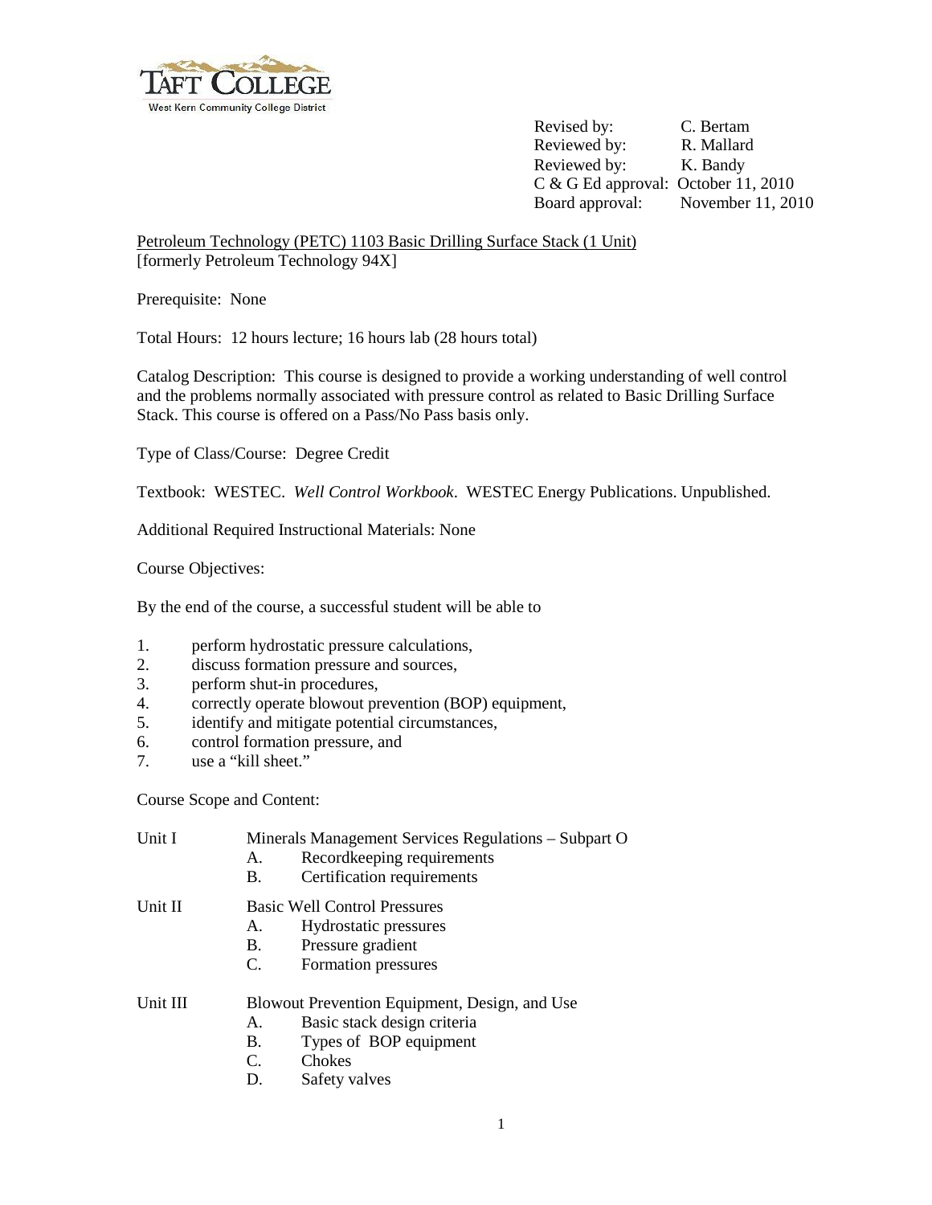TAFT COLLEGE
West Kern Community College District

Revised by: C. Bertam
Reviewed by: R. Mallard
Reviewed by: K. Bandy
C & G Ed approval: October 11, 2010
Board approval: November 11, 2010

Petroleum Technology (PETC) 1103 Basic Drilling Surface Stack (1 Unit)
[formerly Petroleum Technology 94X]

Prerequisite: None

Total Hours: 12 hours lecture; 16 hours lab (28 hours total)

Catalog Description: This course is designed to provide a working understanding of well control and the problems normally associated with pressure control as related to Basic Drilling Surface Stack. This course is offered on a Pass/No Pass basis only.

Type of Class/Course: Degree Credit

Textbook: WESTEC. *Well Control Workbook*. WESTEC Energy Publications. Unpublished.

Additional Required Instructional Materials: None

Course Objectives:

By the end of the course, a successful student will be able to

1. perform hydrostatic pressure calculations,
2. discuss formation pressure and sources,
3. perform shut-in procedures,
4. correctly operate blowout prevention (BOP) equipment,
5. identify and mitigate potential circumstances,
6. control formation pressure, and
7. use a "kill sheet."

Course Scope and Content:

Unit I Minerals Management Services Regulations – Subpart O
- A. Recordkeeping requirements
- B. Certification requirements

Unit II Basic Well Control Pressures
- A. Hydrostatic pressures
- B. Pressure gradient
- C. Formation pressures

Unit III Blowout Prevention Equipment, Design, and Use
- A. Basic stack design criteria
- B. Types of BOP equipment
- C. Chokes
- D. Safety valves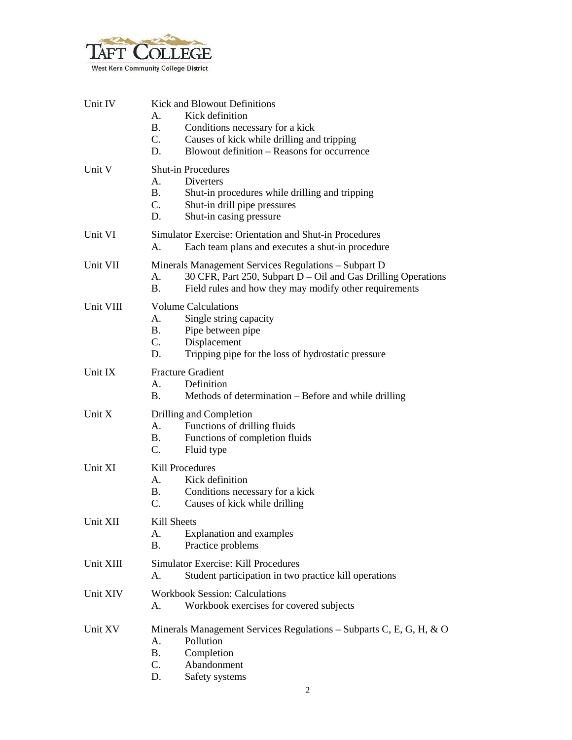Unit IV Kick and Blowout Definitions

A. Kick definition
B. Conditions necessary for a kick
C. Causes of kick while drilling and tripping
D. Blowout definition – Reasons for occurrence

Unit V Shut-in Procedures

A. Diverters
B. Shut-in procedures while drilling and tripping
C. Shut-in drill pipe pressures
D. Shut-in casing pressure

Unit VI Simulator Exercise: Orientation and Shut-in Procedures

A. Each team plans and executes a shut-in procedure

Unit VII Minerals Management Services Regulations – Subpart D

A. 30 CFR, Part 250, Subpart D – Oil and Gas Drilling Operations
B. Field rules and how they may modify other requirements

Unit VIII Volume Calculations

A. Single string capacity
B. Pipe between pipe
C. Displacement
D. Tripping pipe for the loss of hydrostatic pressure

Unit IX Fracture Gradient

A. Definition
B. Methods of determination – Before and while drilling

Unit X Drilling and Completion

A. Functions of drilling fluids
B. Functions of completion fluids
C. Fluid type

Unit XI Kill Procedures

A. Kick definition
B. Conditions necessary for a kick
C. Causes of kick while drilling

Unit XII Kill Sheets

A. Explanation and examples
B. Practice problems

Unit XIII Simulator Exercise: Kill Procedures

A. Student participation in two practice kill operations

Unit XIV Workbook Session: Calculations

A. Workbook exercises for covered subjects

Unit XV Minerals Management Services Regulations – Subparts C, E, G, H, & O

A. Pollution
B. Completion
C. Abandonment
D. Safety systems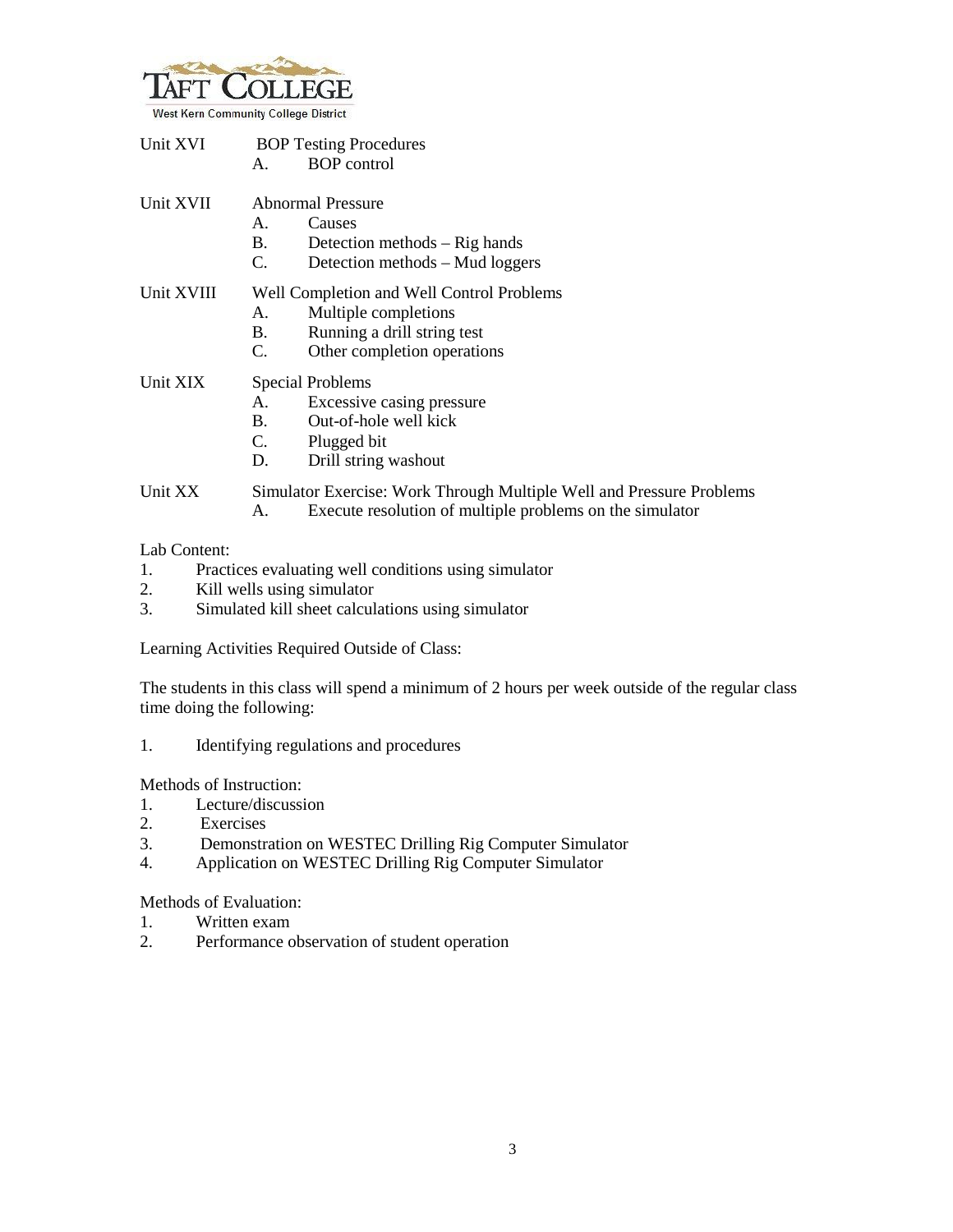Unit XVI BOP Testing Procedures

A. BOP control

Unit XVII Abnormal Pressure

A. Causes
B. Detection methods – Rig hands
C. Detection methods – Mud loggers

Unit XVIII Well Completion and Well Control Problems

A. Multiple completions
B. Running a drill string test
C. Other completion operations

Unit XIX Special Problems

A. Excessive casing pressure
B. Out-of-hole well kick
C. Plugged bit
D. Drill string washout

Unit XX Simulator Exercise: Work Through Multiple Well and Pressure Problems

A. Execute resolution of multiple problems on the simulator

Lab Content:

1. Practices evaluating well conditions using simulator
2. Kill wells using simulator
3. Simulated kill sheet calculations using simulator

Learning Activities Required Outside of Class:

The students in this class will spend a minimum of 2 hours per week outside of the regular class time doing the following:

1. Identifying regulations and procedures

Methods of Instruction:

1. Lecture/discussion
2. Exercises
3. Demonstration on WESTEC Drilling Rig Computer Simulator
4. Application on WESTEC Drilling Rig Computer Simulator

Methods of Evaluation:

1. Written exam
2. Performance observation of student operation